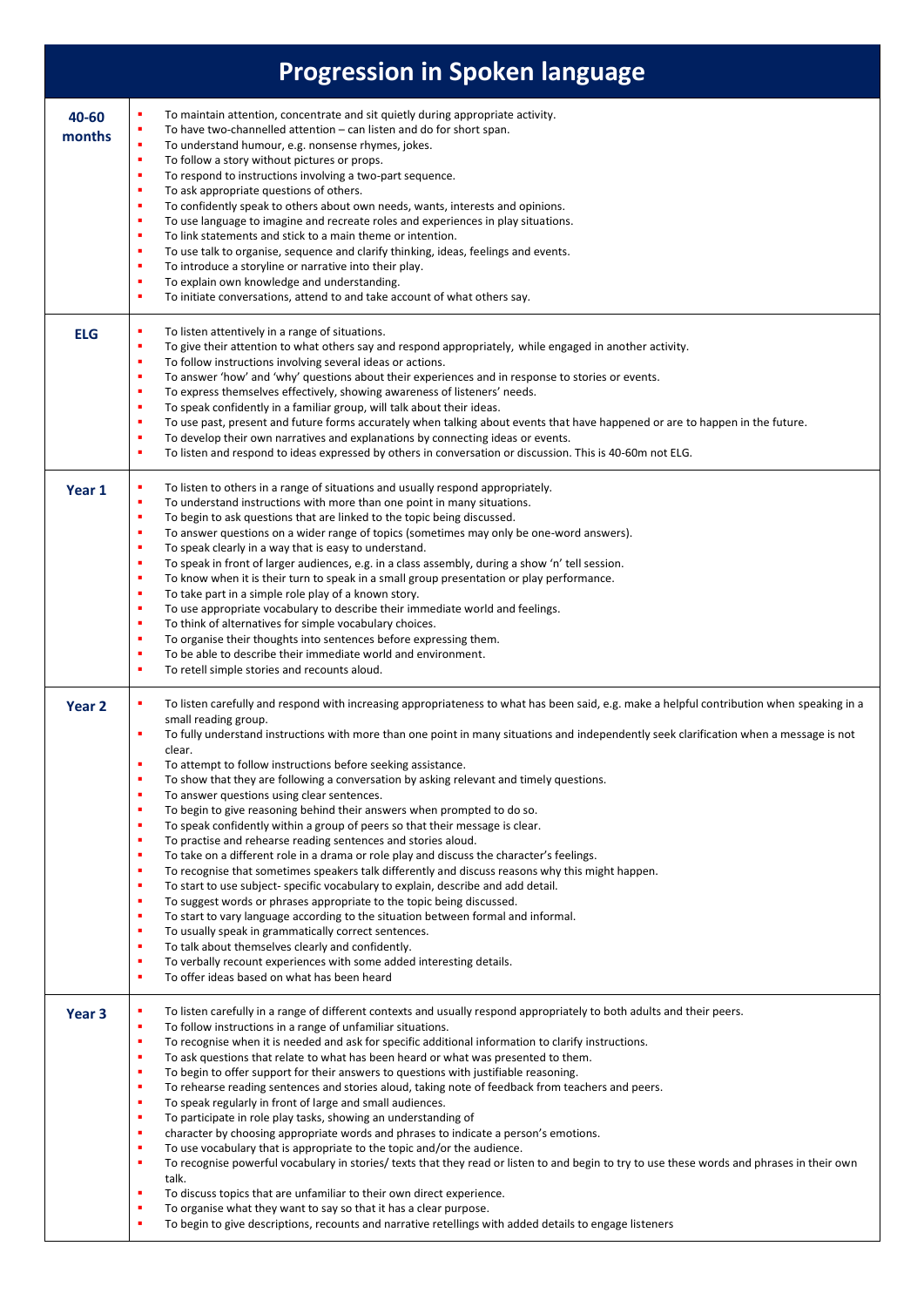# Progression in Spoken language

| | |
|---|---|
| **40-60 months** | ▪ To maintain attention, concentrate and sit quietly during appropriate activity.<br>▪ To have two-channelled attention – can listen and do for short span.<br>▪ To understand humour, e.g. nonsense rhymes, jokes.<br>▪ To follow a story without pictures or props.<br>▪ To respond to instructions involving a two-part sequence.<br>▪ To ask appropriate questions of others.<br>▪ To confidently speak to others about own needs, wants, interests and opinions.<br>▪ To use language to imagine and recreate roles and experiences in play situations.<br>▪ To link statements and stick to a main theme or intention.<br>▪ To use talk to organise, sequence and clarify thinking, ideas, feelings and events.<br>▪ To introduce a storyline or narrative into their play.<br>▪ To explain own knowledge and understanding.<br>▪ To initiate conversations, attend to and take account of what others say. |
| **ELG** | ▪ To listen attentively in a range of situations.<br>▪ To give their attention to what others say and respond appropriately, while engaged in another activity.<br>▪ To follow instructions involving several ideas or actions.<br>▪ To answer 'how' and 'why' questions about their experiences and in response to stories or events.<br>▪ To express themselves effectively, showing awareness of listeners' needs.<br>▪ To speak confidently in a familiar group, will talk about their ideas.<br>▪ To use past, present and future forms accurately when talking about events that have happened or are to happen in the future.<br>▪ To develop their own narratives and explanations by connecting ideas or events.<br>▪ To listen and respond to ideas expressed by others in conversation or discussion. This is 40-60m not ELG. |
| **Year 1** | ▪ To listen to others in a range of situations and usually respond appropriately.<br>▪ To understand instructions with more than one point in many situations.<br>▪ To begin to ask questions that are linked to the topic being discussed.<br>▪ To answer questions on a wider range of topics (sometimes may only be one-word answers).<br>▪ To speak clearly in a way that is easy to understand.<br>▪ To speak in front of larger audiences, e.g. in a class assembly, during a show 'n' tell session.<br>▪ To know when it is their turn to speak in a small group presentation or play performance.<br>▪ To take part in a simple role play of a known story.<br>▪ To use appropriate vocabulary to describe their immediate world and feelings.<br>▪ To think of alternatives for simple vocabulary choices.<br>▪ To organise their thoughts into sentences before expressing them.<br>▪ To be able to describe their immediate world and environment.<br>▪ To retell simple stories and recounts aloud. |
| **Year 2** | ▪ To listen carefully and respond with increasing appropriateness to what has been said, e.g. make a helpful contribution when speaking in a small reading group.<br>▪ To fully understand instructions with more than one point in many situations and independently seek clarification when a message is not clear.<br>▪ To attempt to follow instructions before seeking assistance.<br>▪ To show that they are following a conversation by asking relevant and timely questions.<br>▪ To answer questions using clear sentences.<br>▪ To begin to give reasoning behind their answers when prompted to do so.<br>▪ To speak confidently within a group of peers so that their message is clear.<br>▪ To practise and rehearse reading sentences and stories aloud.<br>▪ To take on a different role in a drama or role play and discuss the character's feelings.<br>▪ To recognise that sometimes speakers talk differently and discuss reasons why this might happen.<br>▪ To start to use subject- specific vocabulary to explain, describe and add detail.<br>▪ To suggest words or phrases appropriate to the topic being discussed.<br>▪ To start to vary language according to the situation between formal and informal.<br>▪ To usually speak in grammatically correct sentences.<br>▪ To talk about themselves clearly and confidently.<br>▪ To verbally recount experiences with some added interesting details.<br>▪ To offer ideas based on what has been heard |
| **Year 3** | ▪ To listen carefully in a range of different contexts and usually respond appropriately to both adults and their peers.<br>▪ To follow instructions in a range of unfamiliar situations.<br>▪ To recognise when it is needed and ask for specific additional information to clarify instructions.<br>▪ To ask questions that relate to what has been heard or what was presented to them.<br>▪ To begin to offer support for their answers to questions with justifiable reasoning.<br>▪ To rehearse reading sentences and stories aloud, taking note of feedback from teachers and peers.<br>▪ To speak regularly in front of large and small audiences.<br>▪ To participate in role play tasks, showing an understanding of<br>▪ character by choosing appropriate words and phrases to indicate a person's emotions.<br>▪ To use vocabulary that is appropriate to the topic and/or the audience.<br>▪ To recognise powerful vocabulary in stories/ texts that they read or listen to and begin to try to use these words and phrases in their own talk.<br>▪ To discuss topics that are unfamiliar to their own direct experience.<br>▪ To organise what they want to say so that it has a clear purpose.<br>▪ To begin to give descriptions, recounts and narrative retellings with added details to engage listeners |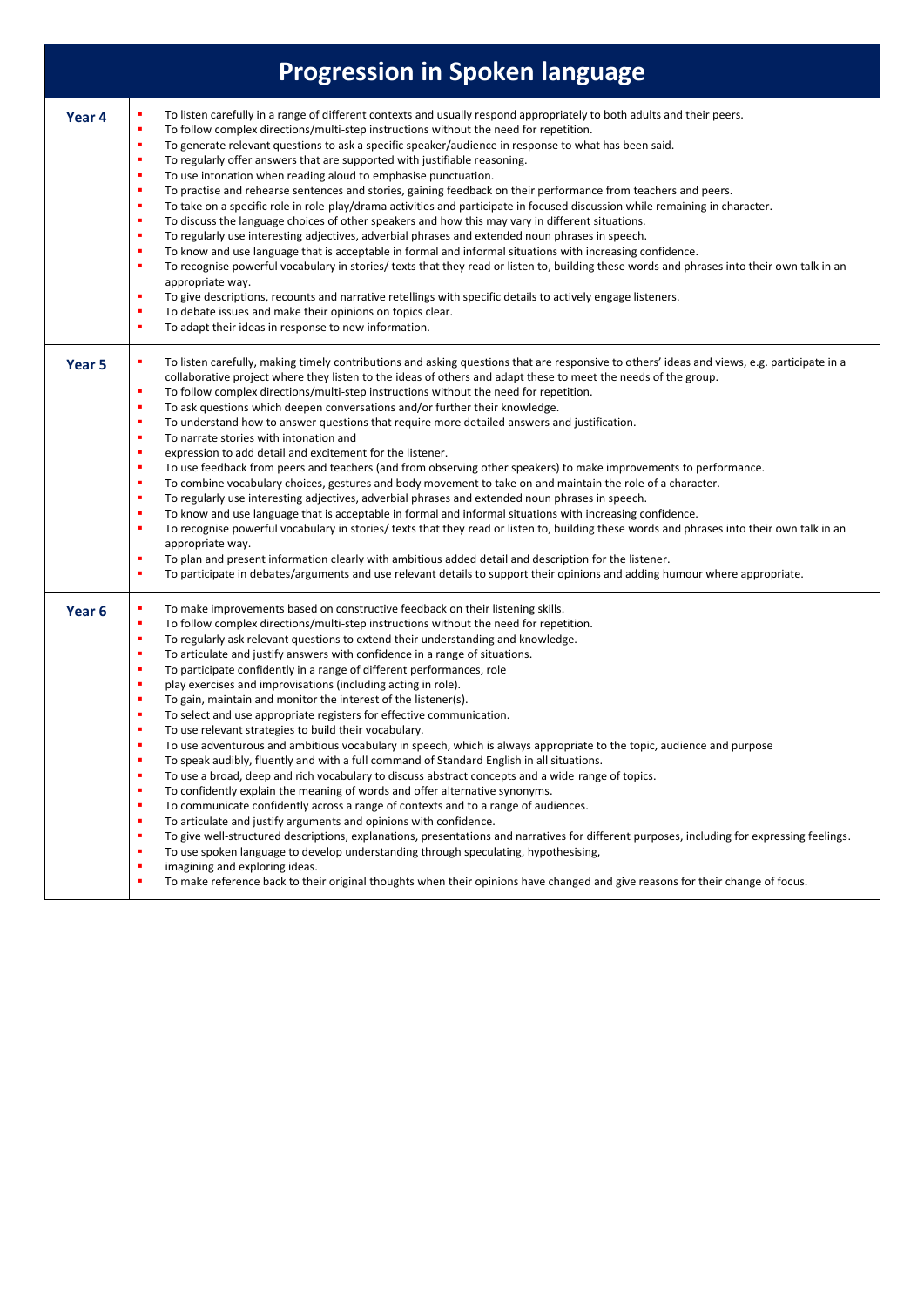# Progression in Spoken language

| | |
|---|---|
| **Year 4** | ▪ To listen carefully in a range of different contexts and usually respond appropriately to both adults and their peers.<br>▪ To follow complex directions/multi-step instructions without the need for repetition.<br>▪ To generate relevant questions to ask a specific speaker/audience in response to what has been said.<br>▪ To regularly offer answers that are supported with justifiable reasoning.<br>▪ To use intonation when reading aloud to emphasise punctuation.<br>▪ To practise and rehearse sentences and stories, gaining feedback on their performance from teachers and peers.<br>▪ To take on a specific role in role-play/drama activities and participate in focused discussion while remaining in character.<br>▪ To discuss the language choices of other speakers and how this may vary in different situations.<br>▪ To regularly use interesting adjectives, adverbial phrases and extended noun phrases in speech.<br>▪ To know and use language that is acceptable in formal and informal situations with increasing confidence.<br>▪ To recognise powerful vocabulary in stories/ texts that they read or listen to, building these words and phrases into their own talk in an appropriate way.<br>▪ To give descriptions, recounts and narrative retellings with specific details to actively engage listeners.<br>▪ To debate issues and make their opinions on topics clear.<br>▪ To adapt their ideas in response to new information. |
| **Year 5** | ▪ To listen carefully, making timely contributions and asking questions that are responsive to others' ideas and views, e.g. participate in a collaborative project where they listen to the ideas of others and adapt these to meet the needs of the group.<br>▪ To follow complex directions/multi-step instructions without the need for repetition.<br>▪ To ask questions which deepen conversations and/or further their knowledge.<br>▪ To understand how to answer questions that require more detailed answers and justification.<br>▪ To narrate stories with intonation and<br>▪ expression to add detail and excitement for the listener.<br>▪ To use feedback from peers and teachers (and from observing other speakers) to make improvements to performance.<br>▪ To combine vocabulary choices, gestures and body movement to take on and maintain the role of a character.<br>▪ To regularly use interesting adjectives, adverbial phrases and extended noun phrases in speech.<br>▪ To know and use language that is acceptable in formal and informal situations with increasing confidence.<br>▪ To recognise powerful vocabulary in stories/ texts that they read or listen to, building these words and phrases into their own talk in an appropriate way.<br>▪ To plan and present information clearly with ambitious added detail and description for the listener.<br>▪ To participate in debates/arguments and use relevant details to support their opinions and adding humour where appropriate. |
| **Year 6** | ▪ To make improvements based on constructive feedback on their listening skills.<br>▪ To follow complex directions/multi-step instructions without the need for repetition.<br>▪ To regularly ask relevant questions to extend their understanding and knowledge.<br>▪ To articulate and justify answers with confidence in a range of situations.<br>▪ To participate confidently in a range of different performances, role<br>▪ play exercises and improvisations (including acting in role).<br>▪ To gain, maintain and monitor the interest of the listener(s).<br>▪ To select and use appropriate registers for effective communication.<br>▪ To use relevant strategies to build their vocabulary.<br>▪ To use adventurous and ambitious vocabulary in speech, which is always appropriate to the topic, audience and purpose<br>▪ To speak audibly, fluently and with a full command of Standard English in all situations.<br>▪ To use a broad, deep and rich vocabulary to discuss abstract concepts and a wide range of topics.<br>▪ To confidently explain the meaning of words and offer alternative synonyms.<br>▪ To communicate confidently across a range of contexts and to a range of audiences.<br>▪ To articulate and justify arguments and opinions with confidence.<br>▪ To give well-structured descriptions, explanations, presentations and narratives for different purposes, including for expressing feelings.<br>▪ To use spoken language to develop understanding through speculating, hypothesising,<br>▪ imagining and exploring ideas.<br>▪ To make reference back to their original thoughts when their opinions have changed and give reasons for their change of focus. |